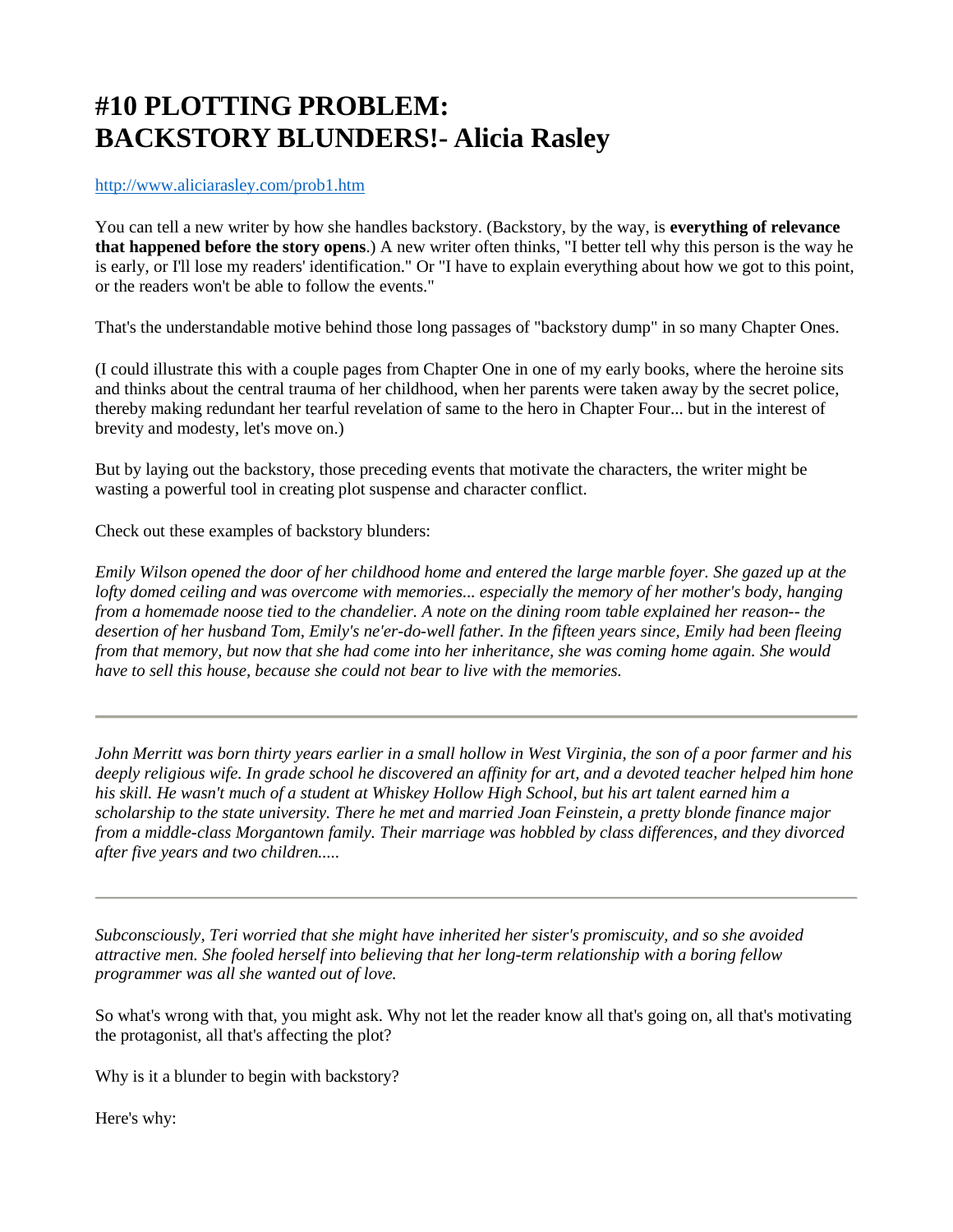# #10 PLOTTING PROBLEM: BACKSTORY BLUNDERS!- Alicia Rasley

http://www.aliciarasley.com/prob1.htm

You can tell a new writer by how she handles backstory. (Backstory, by the way, is **everything of relevance that happened before the story opens**.) A new writer often thinks, "I better tell why this person is the way he is early, or I'll lose my readers' identification." Or "I have to explain everything about how we got to this point, or the readers won't be able to follow the events."

That's the understandable motive behind those long passages of "backstory dump" in so many Chapter Ones.

(I could illustrate this with a couple pages from Chapter One in one of my early books, where the heroine sits and thinks about the central trauma of her childhood, when her parents were taken away by the secret police, thereby making redundant her tearful revelation of same to the hero in Chapter Four... but in the interest of brevity and modesty, let's move on.)

But by laying out the backstory, those preceding events that motivate the characters, the writer might be wasting a powerful tool in creating plot suspense and character conflict.

Check out these examples of backstory blunders:

*Emily Wilson opened the door of her childhood home and entered the large marble foyer. She gazed up at the lofty domed ceiling and was overcome with memories... especially the memory of her mother's body, hanging from a homemade noose tied to the chandelier. A note on the dining room table explained her reason-- the desertion of her husband Tom, Emily's ne'er-do-well father. In the fifteen years since, Emily had been fleeing from that memory, but now that she had come into her inheritance, she was coming home again. She would have to sell this house, because she could not bear to live with the memories.*

---

*John Merritt was born thirty years earlier in a small hollow in West Virginia, the son of a poor farmer and his deeply religious wife. In grade school he discovered an affinity for art, and a devoted teacher helped him hone his skill. He wasn't much of a student at Whiskey Hollow High School, but his art talent earned him a scholarship to the state university. There he met and married Joan Feinstein, a pretty blonde finance major from a middle-class Morgantown family. Their marriage was hobbled by class differences, and they divorced after five years and two children.....*

---

*Subconsciously, Teri worried that she might have inherited her sister's promiscuity, and so she avoided attractive men. She fooled herself into believing that her long-term relationship with a boring fellow programmer was all she wanted out of love.*

So what's wrong with that, you might ask. Why not let the reader know all that's going on, all that's motivating the protagonist, all that's affecting the plot?

Why is it a blunder to begin with backstory?

Here's why: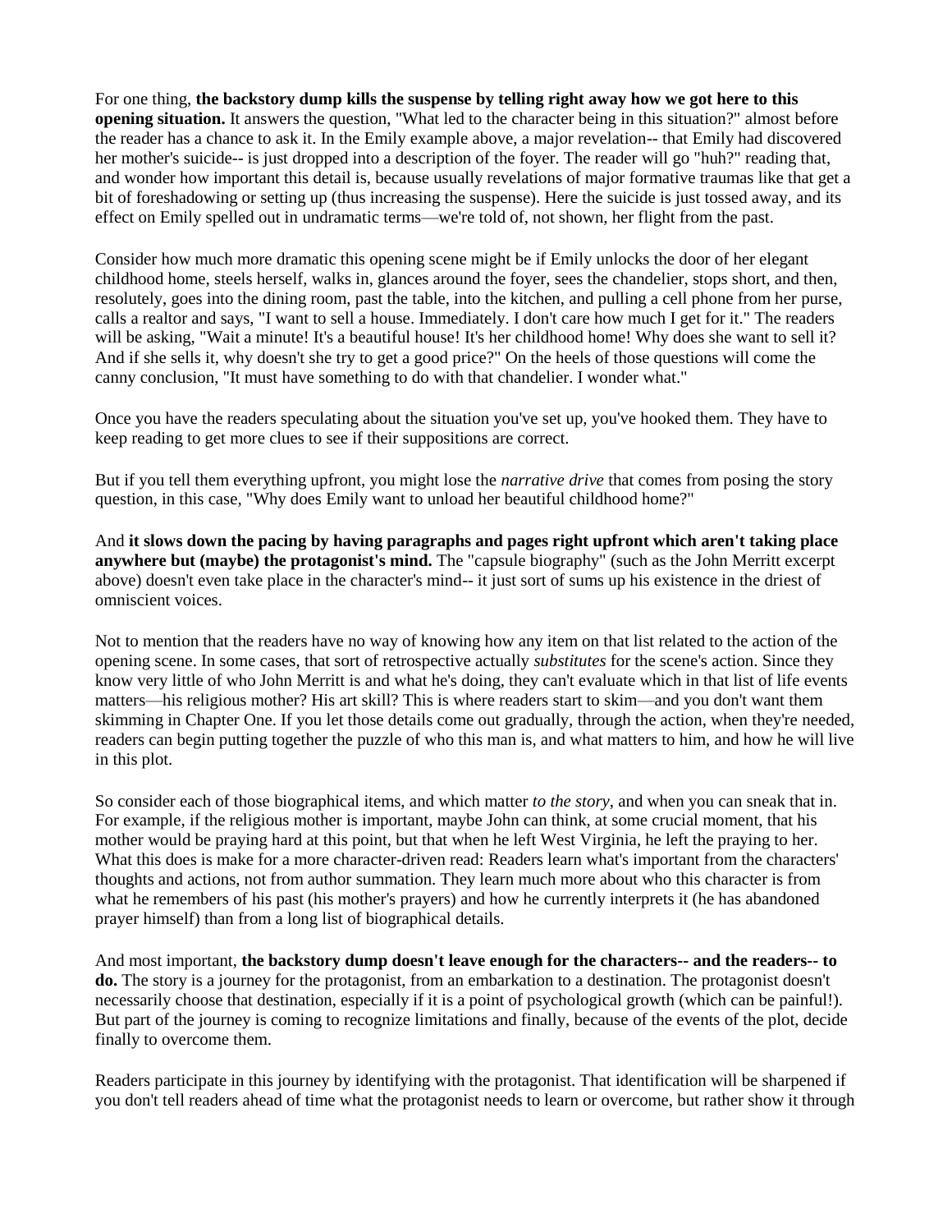For one thing, **the backstory dump kills the suspense by telling right away how we got here to this opening situation.** It answers the question, "What led to the character being in this situation?" almost before the reader has a chance to ask it. In the Emily example above, a major revelation-- that Emily had discovered her mother's suicide-- is just dropped into a description of the foyer. The reader will go "huh?" reading that, and wonder how important this detail is, because usually revelations of major formative traumas like that get a bit of foreshadowing or setting up (thus increasing the suspense). Here the suicide is just tossed away, and its effect on Emily spelled out in undramatic terms—we're told of, not shown, her flight from the past.

Consider how much more dramatic this opening scene might be if Emily unlocks the door of her elegant childhood home, steels herself, walks in, glances around the foyer, sees the chandelier, stops short, and then, resolutely, goes into the dining room, past the table, into the kitchen, and pulling a cell phone from her purse, calls a realtor and says, "I want to sell a house. Immediately. I don't care how much I get for it." The readers will be asking, "Wait a minute! It's a beautiful house! It's her childhood home! Why does she want to sell it? And if she sells it, why doesn't she try to get a good price?" On the heels of those questions will come the canny conclusion, "It must have something to do with that chandelier. I wonder what."

Once you have the readers speculating about the situation you've set up, you've hooked them. They have to keep reading to get more clues to see if their suppositions are correct.

But if you tell them everything upfront, you might lose the *narrative drive* that comes from posing the story question, in this case, "Why does Emily want to unload her beautiful childhood home?"

And **it slows down the pacing by having paragraphs and pages right upfront which aren't taking place anywhere but (maybe) the protagonist's mind.** The "capsule biography" (such as the John Merritt excerpt above) doesn't even take place in the character's mind-- it just sort of sums up his existence in the driest of omniscient voices.

Not to mention that the readers have no way of knowing how any item on that list related to the action of the opening scene. In some cases, that sort of retrospective actually *substitutes* for the scene's action. Since they know very little of who John Merritt is and what he's doing, they can't evaluate which in that list of life events matters—his religious mother? His art skill? This is where readers start to skim—and you don't want them skimming in Chapter One. If you let those details come out gradually, through the action, when they're needed, readers can begin putting together the puzzle of who this man is, and what matters to him, and how he will live in this plot.

So consider each of those biographical items, and which matter *to the story*, and when you can sneak that in. For example, if the religious mother is important, maybe John can think, at some crucial moment, that his mother would be praying hard at this point, but that when he left West Virginia, he left the praying to her. What this does is make for a more character-driven read: Readers learn what's important from the characters' thoughts and actions, not from author summation. They learn much more about who this character is from what he remembers of his past (his mother's prayers) and how he currently interprets it (he has abandoned prayer himself) than from a long list of biographical details.

And most important, **the backstory dump doesn't leave enough for the characters-- and the readers-- to do.** The story is a journey for the protagonist, from an embarkation to a destination. The protagonist doesn't necessarily choose that destination, especially if it is a point of psychological growth (which can be painful!). But part of the journey is coming to recognize limitations and finally, because of the events of the plot, decide finally to overcome them.

Readers participate in this journey by identifying with the protagonist. That identification will be sharpened if you don't tell readers ahead of time what the protagonist needs to learn or overcome, but rather show it through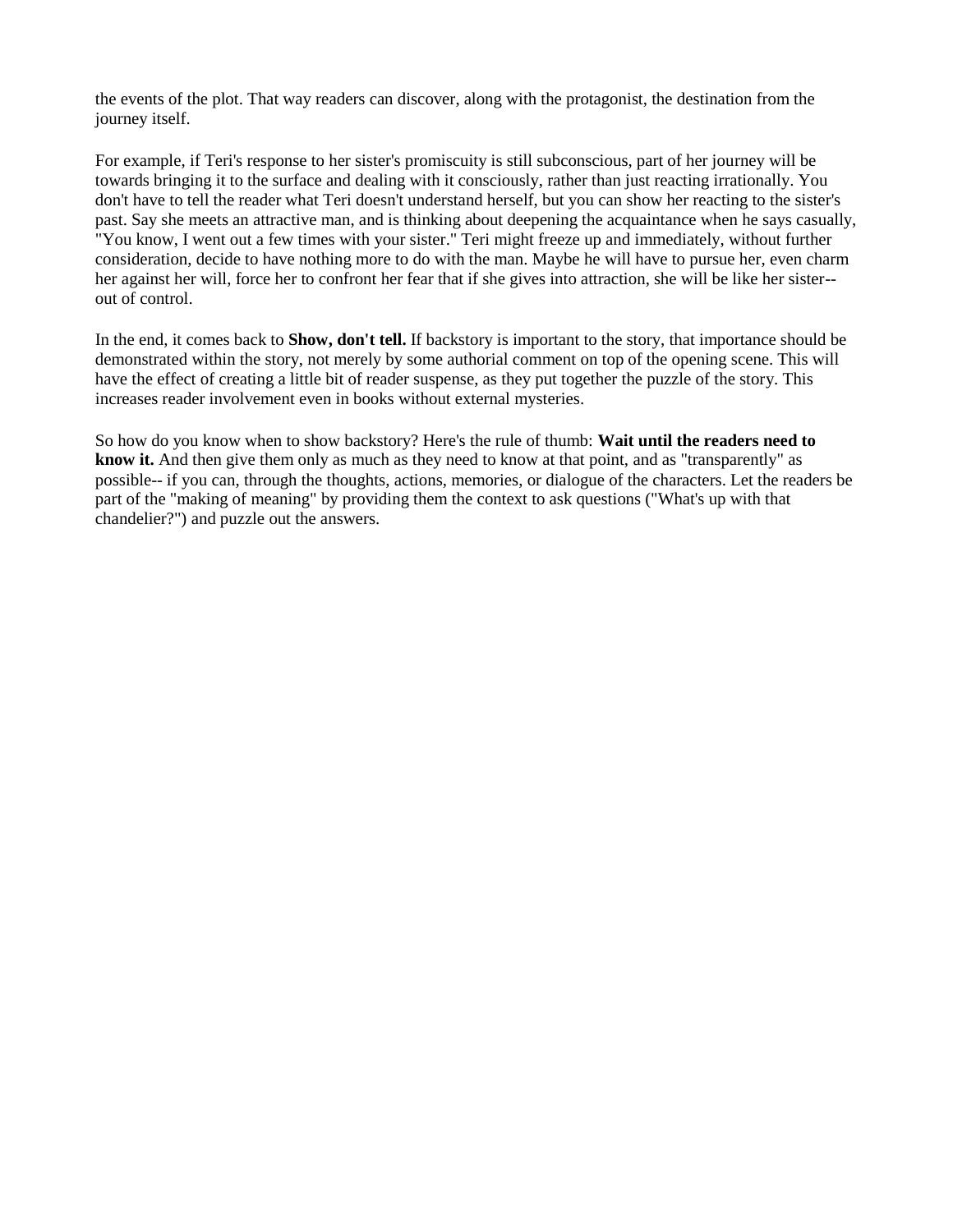the events of the plot. That way readers can discover, along with the protagonist, the destination from the journey itself.

For example, if Teri's response to her sister's promiscuity is still subconscious, part of her journey will be towards bringing it to the surface and dealing with it consciously, rather than just reacting irrationally. You don't have to tell the reader what Teri doesn't understand herself, but you can show her reacting to the sister's past. Say she meets an attractive man, and is thinking about deepening the acquaintance when he says casually, "You know, I went out a few times with your sister." Teri might freeze up and immediately, without further consideration, decide to have nothing more to do with the man. Maybe he will have to pursue her, even charm her against her will, force her to confront her fear that if she gives into attraction, she will be like her sister-- out of control.

In the end, it comes back to **Show, don't tell.** If backstory is important to the story, that importance should be demonstrated within the story, not merely by some authorial comment on top of the opening scene. This will have the effect of creating a little bit of reader suspense, as they put together the puzzle of the story. This increases reader involvement even in books without external mysteries.

So how do you know when to show backstory? Here's the rule of thumb: **Wait until the readers need to know it.** And then give them only as much as they need to know at that point, and as "transparently" as possible-- if you can, through the thoughts, actions, memories, or dialogue of the characters. Let the readers be part of the "making of meaning" by providing them the context to ask questions ("What's up with that chandelier?") and puzzle out the answers.